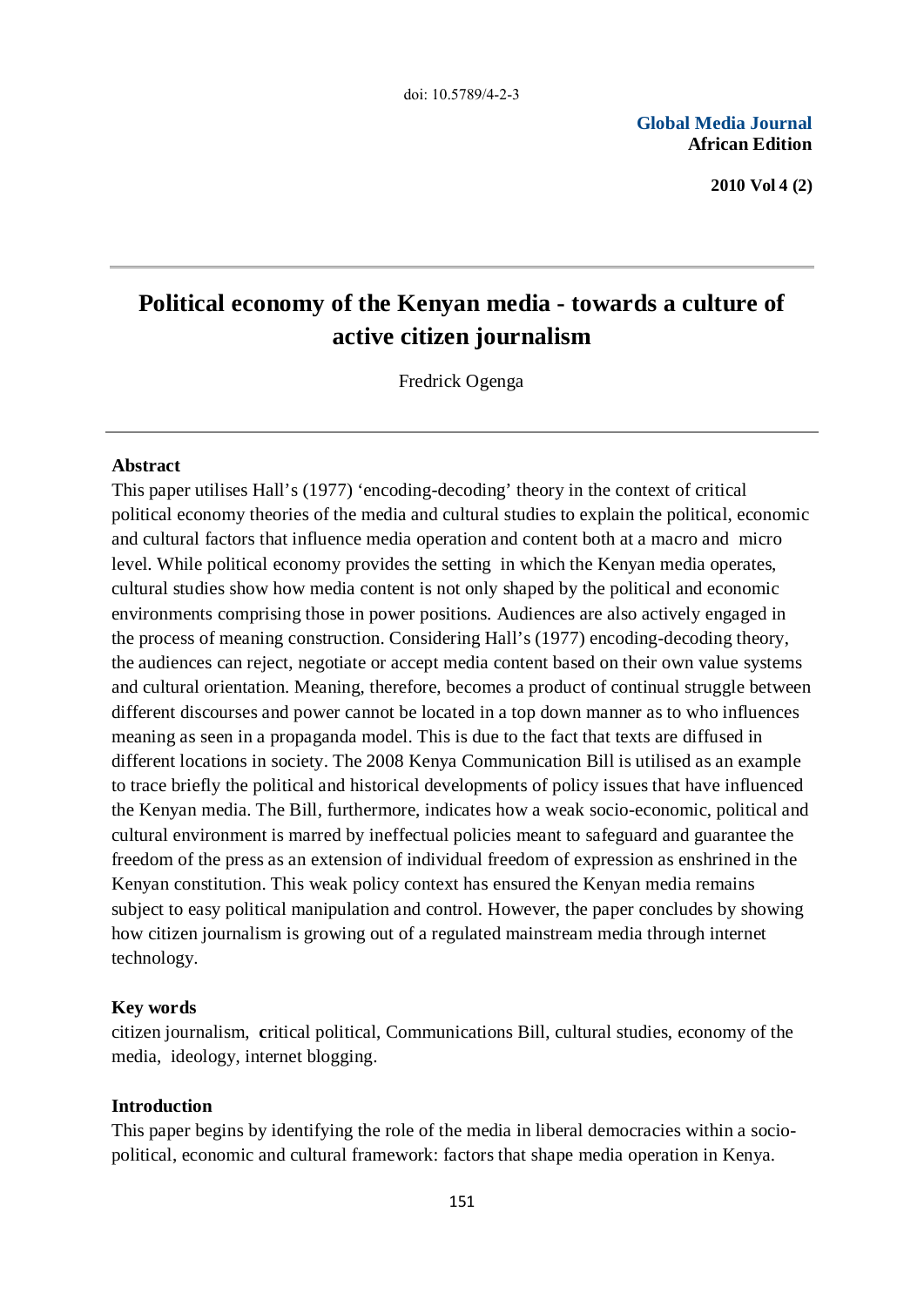doi: 10.5789/4-2-3

**Global Media Journal**
**African Edition**

**2010 Vol 4 (2)**

# Political economy of the Kenyan media - towards a culture of active citizen journalism

Fredrick Ogenga

## Abstract

This paper utilises Hall's (1977) 'encoding-decoding' theory in the context of critical political economy theories of the media and cultural studies to explain the political, economic and cultural factors that influence media operation and content both at a macro and micro level. While political economy provides the setting in which the Kenyan media operates, cultural studies show how media content is not only shaped by the political and economic environments comprising those in power positions. Audiences are also actively engaged in the process of meaning construction. Considering Hall's (1977) encoding-decoding theory, the audiences can reject, negotiate or accept media content based on their own value systems and cultural orientation. Meaning, therefore, becomes a product of continual struggle between different discourses and power cannot be located in a top down manner as to who influences meaning as seen in a propaganda model. This is due to the fact that texts are diffused in different locations in society. The 2008 Kenya Communication Bill is utilised as an example to trace briefly the political and historical developments of policy issues that have influenced the Kenyan media. The Bill, furthermore, indicates how a weak socio-economic, political and cultural environment is marred by ineffectual policies meant to safeguard and guarantee the freedom of the press as an extension of individual freedom of expression as enshrined in the Kenyan constitution. This weak policy context has ensured the Kenyan media remains subject to easy political manipulation and control. However, the paper concludes by showing how citizen journalism is growing out of a regulated mainstream media through internet technology.

## Key words

citizen journalism, critical political, Communications Bill, cultural studies, economy of the media, ideology, internet blogging.

## Introduction

This paper begins by identifying the role of the media in liberal democracies within a socio-political, economic and cultural framework: factors that shape media operation in Kenya.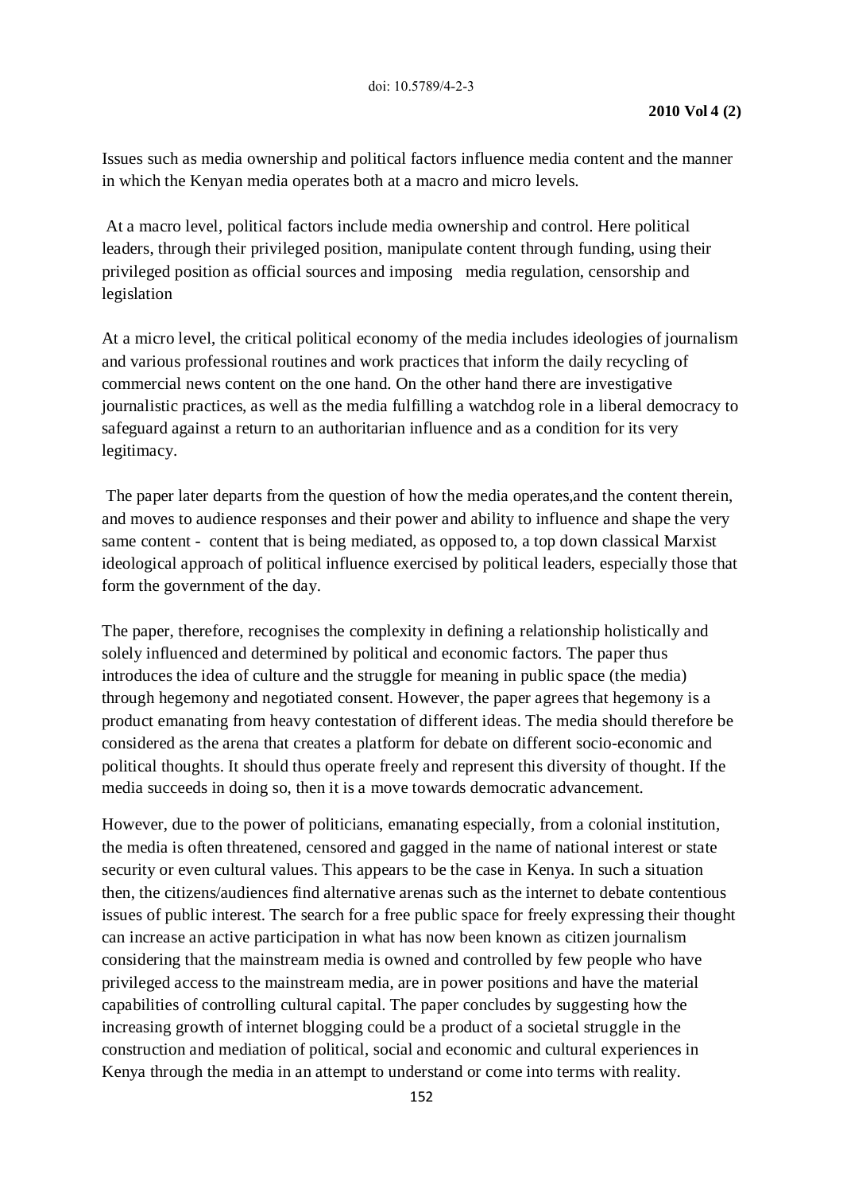Issues such as media ownership and political factors influence media content and the manner in which the Kenyan media operates both at a macro and micro levels.

At a macro level, political factors include media ownership and control. Here political leaders, through their privileged position, manipulate content through funding, using their privileged position as official sources and imposing media regulation, censorship and legislation

At a micro level, the critical political economy of the media includes ideologies of journalism and various professional routines and work practices that inform the daily recycling of commercial news content on the one hand. On the other hand there are investigative journalistic practices, as well as the media fulfilling a watchdog role in a liberal democracy to safeguard against a return to an authoritarian influence and as a condition for its very legitimacy.

The paper later departs from the question of how the media operates,and the content therein, and moves to audience responses and their power and ability to influence and shape the very same content - content that is being mediated, as opposed to, a top down classical Marxist ideological approach of political influence exercised by political leaders, especially those that form the government of the day.

The paper, therefore, recognises the complexity in defining a relationship holistically and solely influenced and determined by political and economic factors. The paper thus introduces the idea of culture and the struggle for meaning in public space (the media) through hegemony and negotiated consent. However, the paper agrees that hegemony is a product emanating from heavy contestation of different ideas. The media should therefore be considered as the arena that creates a platform for debate on different socio-economic and political thoughts. It should thus operate freely and represent this diversity of thought. If the media succeeds in doing so, then it is a move towards democratic advancement.

However, due to the power of politicians, emanating especially, from a colonial institution, the media is often threatened, censored and gagged in the name of national interest or state security or even cultural values. This appears to be the case in Kenya. In such a situation then, the citizens/audiences find alternative arenas such as the internet to debate contentious issues of public interest. The search for a free public space for freely expressing their thought can increase an active participation in what has now been known as citizen journalism considering that the mainstream media is owned and controlled by few people who have privileged access to the mainstream media, are in power positions and have the material capabilities of controlling cultural capital. The paper concludes by suggesting how the increasing growth of internet blogging could be a product of a societal struggle in the construction and mediation of political, social and economic and cultural experiences in Kenya through the media in an attempt to understand or come into terms with reality.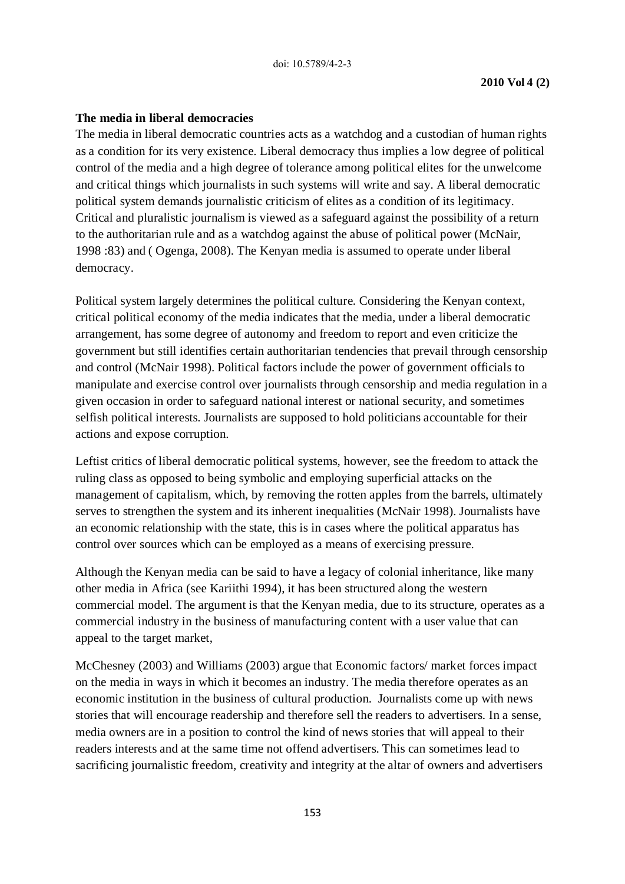### The media in liberal democracies

The media in liberal democratic countries acts as a watchdog and a custodian of human rights as a condition for its very existence. Liberal democracy thus implies a low degree of political control of the media and a high degree of tolerance among political elites for the unwelcome and critical things which journalists in such systems will write and say. A liberal democratic political system demands journalistic criticism of elites as a condition of its legitimacy. Critical and pluralistic journalism is viewed as a safeguard against the possibility of a return to the authoritarian rule and as a watchdog against the abuse of political power (McNair, 1998 :83) and ( Ogenga, 2008). The Kenyan media is assumed to operate under liberal democracy.

Political system largely determines the political culture. Considering the Kenyan context, critical political economy of the media indicates that the media, under a liberal democratic arrangement, has some degree of autonomy and freedom to report and even criticize the government but still identifies certain authoritarian tendencies that prevail through censorship and control (McNair 1998). Political factors include the power of government officials to manipulate and exercise control over journalists through censorship and media regulation in a given occasion in order to safeguard national interest or national security, and sometimes selfish political interests. Journalists are supposed to hold politicians accountable for their actions and expose corruption.

Leftist critics of liberal democratic political systems, however, see the freedom to attack the ruling class as opposed to being symbolic and employing superficial attacks on the management of capitalism, which, by removing the rotten apples from the barrels, ultimately serves to strengthen the system and its inherent inequalities (McNair 1998). Journalists have an economic relationship with the state, this is in cases where the political apparatus has control over sources which can be employed as a means of exercising pressure.

Although the Kenyan media can be said to have a legacy of colonial inheritance, like many other media in Africa (see Kariithi 1994), it has been structured along the western commercial model. The argument is that the Kenyan media, due to its structure, operates as a commercial industry in the business of manufacturing content with a user value that can appeal to the target market,

McChesney (2003) and Williams (2003) argue that Economic factors/ market forces impact on the media in ways in which it becomes an industry. The media therefore operates as an economic institution in the business of cultural production. Journalists come up with news stories that will encourage readership and therefore sell the readers to advertisers. In a sense, media owners are in a position to control the kind of news stories that will appeal to their readers interests and at the same time not offend advertisers. This can sometimes lead to sacrificing journalistic freedom, creativity and integrity at the altar of owners and advertisers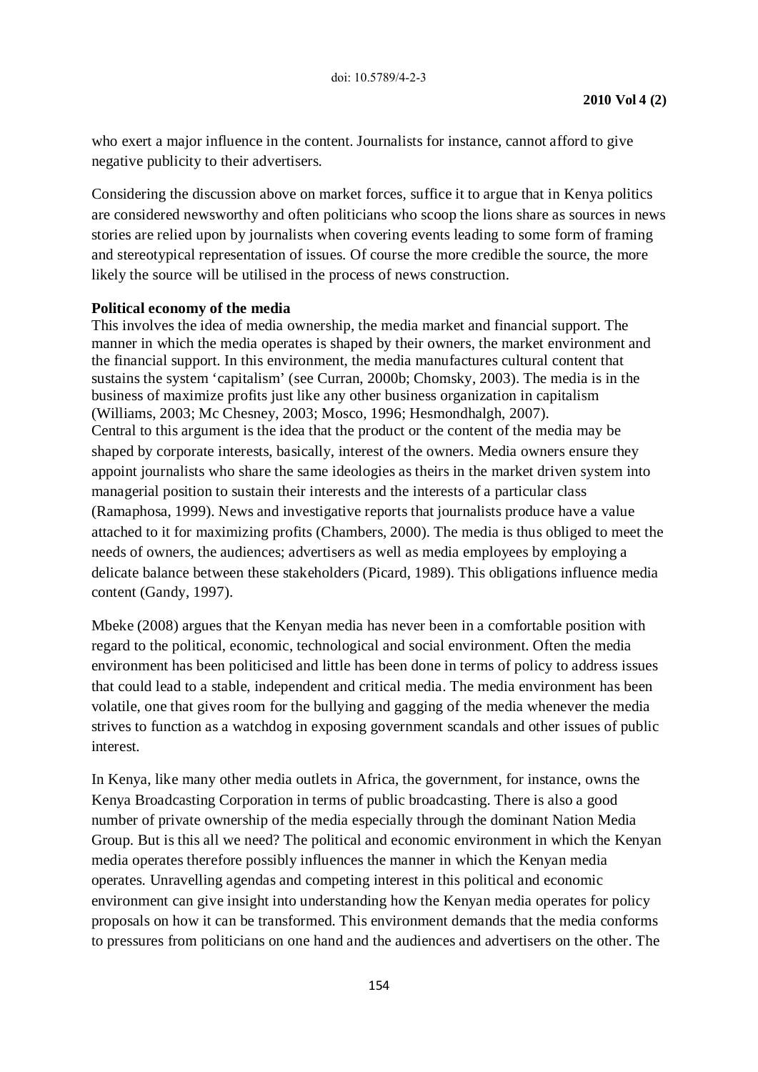who exert a major influence in the content. Journalists for instance, cannot afford to give negative publicity to their advertisers.

Considering the discussion above on market forces, suffice it to argue that in Kenya politics are considered newsworthy and often politicians who scoop the lions share as sources in news stories are relied upon by journalists when covering events leading to some form of framing and stereotypical representation of issues. Of course the more credible the source, the more likely the source will be utilised in the process of news construction.

**Political economy of the media**

This involves the idea of media ownership, the media market and financial support. The manner in which the media operates is shaped by their owners, the market environment and the financial support. In this environment, the media manufactures cultural content that sustains the system 'capitalism' (see Curran, 2000b; Chomsky, 2003). The media is in the business of maximize profits just like any other business organization in capitalism (Williams, 2003; Mc Chesney, 2003; Mosco, 1996; Hesmondhalgh, 2007).

Central to this argument is the idea that the product or the content of the media may be shaped by corporate interests, basically, interest of the owners. Media owners ensure they appoint journalists who share the same ideologies as theirs in the market driven system into managerial position to sustain their interests and the interests of a particular class (Ramaphosa, 1999). News and investigative reports that journalists produce have a value attached to it for maximizing profits (Chambers, 2000). The media is thus obliged to meet the needs of owners, the audiences; advertisers as well as media employees by employing a delicate balance between these stakeholders (Picard, 1989). This obligations influence media content (Gandy, 1997).

Mbeke (2008) argues that the Kenyan media has never been in a comfortable position with regard to the political, economic, technological and social environment. Often the media environment has been politicised and little has been done in terms of policy to address issues that could lead to a stable, independent and critical media. The media environment has been volatile, one that gives room for the bullying and gagging of the media whenever the media strives to function as a watchdog in exposing government scandals and other issues of public interest.

In Kenya, like many other media outlets in Africa, the government, for instance, owns the Kenya Broadcasting Corporation in terms of public broadcasting. There is also a good number of private ownership of the media especially through the dominant Nation Media Group. But is this all we need? The political and economic environment in which the Kenyan media operates therefore possibly influences the manner in which the Kenyan media operates. Unravelling agendas and competing interest in this political and economic environment can give insight into understanding how the Kenyan media operates for policy proposals on how it can be transformed. This environment demands that the media conforms to pressures from politicians on one hand and the audiences and advertisers on the other. The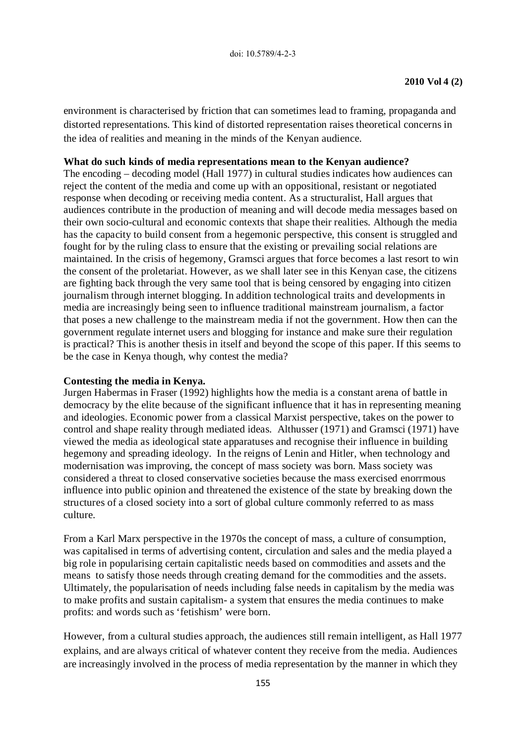environment is characterised by friction that can sometimes lead to framing, propaganda and distorted representations. This kind of distorted representation raises theoretical concerns in the idea of realities and meaning in the minds of the Kenyan audience.

**What do such kinds of media representations mean to the Kenyan audience?**

The encoding – decoding model (Hall 1977) in cultural studies indicates how audiences can reject the content of the media and come up with an oppositional, resistant or negotiated response when decoding or receiving media content. As a structuralist, Hall argues that audiences contribute in the production of meaning and will decode media messages based on their own socio-cultural and economic contexts that shape their realities. Although the media has the capacity to build consent from a hegemonic perspective, this consent is struggled and fought for by the ruling class to ensure that the existing or prevailing social relations are maintained. In the crisis of hegemony, Gramsci argues that force becomes a last resort to win the consent of the proletariat. However, as we shall later see in this Kenyan case, the citizens are fighting back through the very same tool that is being censored by engaging into citizen journalism through internet blogging. In addition technological traits and developments in media are increasingly being seen to influence traditional mainstream journalism, a factor that poses a new challenge to the mainstream media if not the government. How then can the government regulate internet users and blogging for instance and make sure their regulation is practical? This is another thesis in itself and beyond the scope of this paper. If this seems to be the case in Kenya though, why contest the media?

**Contesting the media in Kenya.**

Jurgen Habermas in Fraser (1992) highlights how the media is a constant arena of battle in democracy by the elite because of the significant influence that it has in representing meaning and ideologies. Economic power from a classical Marxist perspective, takes on the power to control and shape reality through mediated ideas. Althusser (1971) and Gramsci (1971) have viewed the media as ideological state apparatuses and recognise their influence in building hegemony and spreading ideology. In the reigns of Lenin and Hitler, when technology and modernisation was improving, the concept of mass society was born. Mass society was considered a threat to closed conservative societies because the mass exercised enorrmous influence into public opinion and threatened the existence of the state by breaking down the structures of a closed society into a sort of global culture commonly referred to as mass culture.

From a Karl Marx perspective in the 1970s the concept of mass, a culture of consumption, was capitalised in terms of advertising content, circulation and sales and the media played a big role in popularising certain capitalistic needs based on commodities and assets and the means to satisfy those needs through creating demand for the commodities and the assets. Ultimately, the popularisation of needs including false needs in capitalism by the media was to make profits and sustain capitalism- a system that ensures the media continues to make profits: and words such as 'fetishism' were born.

However, from a cultural studies approach, the audiences still remain intelligent, as Hall 1977 explains, and are always critical of whatever content they receive from the media. Audiences are increasingly involved in the process of media representation by the manner in which they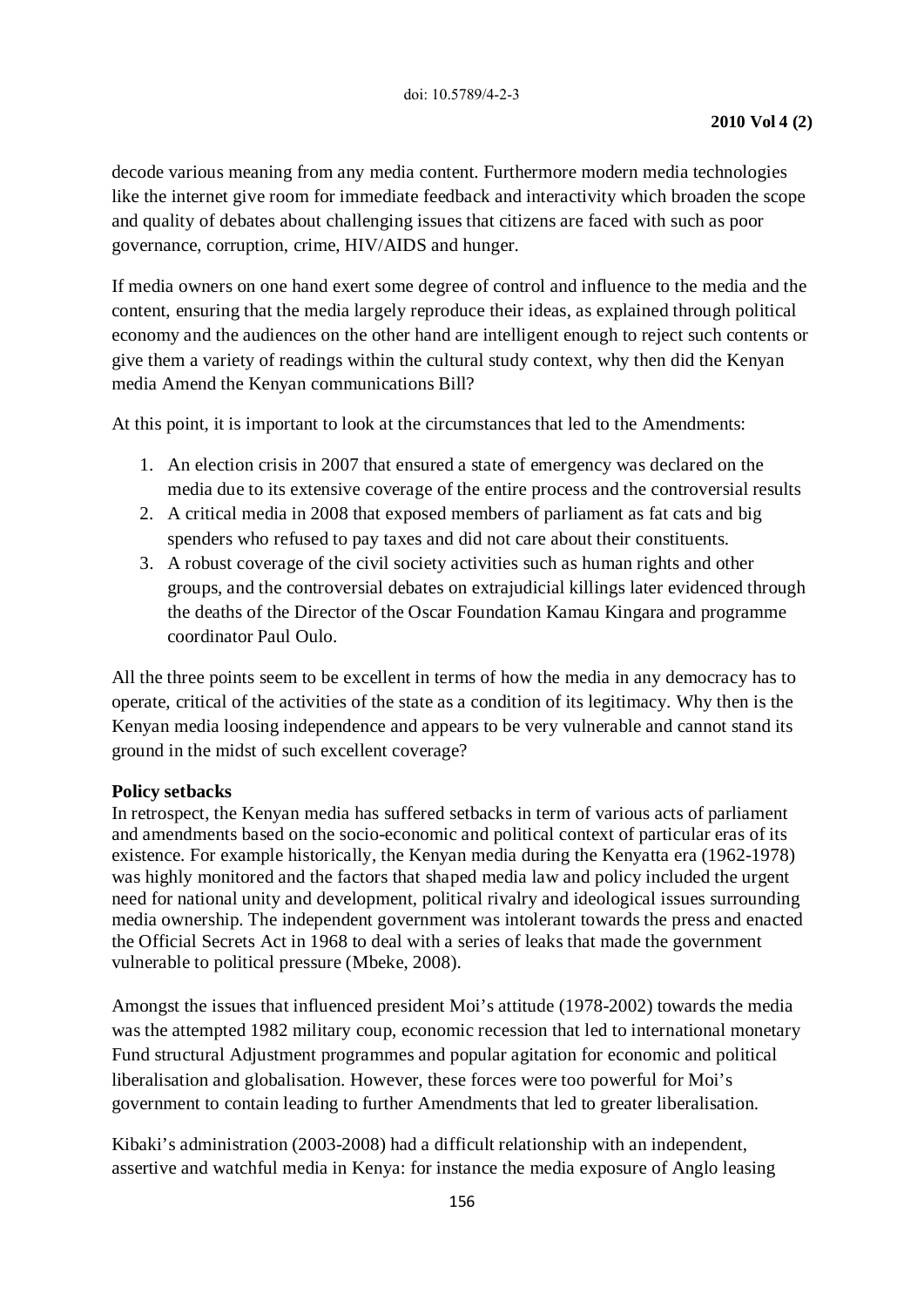decode various meaning from any media content. Furthermore modern media technologies like the internet give room for immediate feedback and interactivity which broaden the scope and quality of debates about challenging issues that citizens are faced with such as poor governance, corruption, crime, HIV/AIDS and hunger.

If media owners on one hand exert some degree of control and influence to the media and the content, ensuring that the media largely reproduce their ideas, as explained through political economy and the audiences on the other hand are intelligent enough to reject such contents or give them a variety of readings within the cultural study context, why then did the Kenyan media Amend the Kenyan communications Bill?

At this point, it is important to look at the circumstances that led to the Amendments:

1. An election crisis in 2007 that ensured a state of emergency was declared on the media due to its extensive coverage of the entire process and the controversial results
2. A critical media in 2008 that exposed members of parliament as fat cats and big spenders who refused to pay taxes and did not care about their constituents.
3. A robust coverage of the civil society activities such as human rights and other groups, and the controversial debates on extrajudicial killings later evidenced through the deaths of the Director of the Oscar Foundation Kamau Kingara and programme coordinator Paul Oulo.

All the three points seem to be excellent in terms of how the media in any democracy has to operate, critical of the activities of the state as a condition of its legitimacy. Why then is the Kenyan media loosing independence and appears to be very vulnerable and cannot stand its ground in the midst of such excellent coverage?

**Policy setbacks**

In retrospect, the Kenyan media has suffered setbacks in term of various acts of parliament and amendments based on the socio-economic and political context of particular eras of its existence. For example historically, the Kenyan media during the Kenyatta era (1962-1978) was highly monitored and the factors that shaped media law and policy included the urgent need for national unity and development, political rivalry and ideological issues surrounding media ownership. The independent government was intolerant towards the press and enacted the Official Secrets Act in 1968 to deal with a series of leaks that made the government vulnerable to political pressure (Mbeke, 2008).

Amongst the issues that influenced president Moi's attitude (1978-2002) towards the media was the attempted 1982 military coup, economic recession that led to international monetary Fund structural Adjustment programmes and popular agitation for economic and political liberalisation and globalisation. However, these forces were too powerful for Moi's government to contain leading to further Amendments that led to greater liberalisation.

Kibaki's administration (2003-2008) had a difficult relationship with an independent, assertive and watchful media in Kenya: for instance the media exposure of Anglo leasing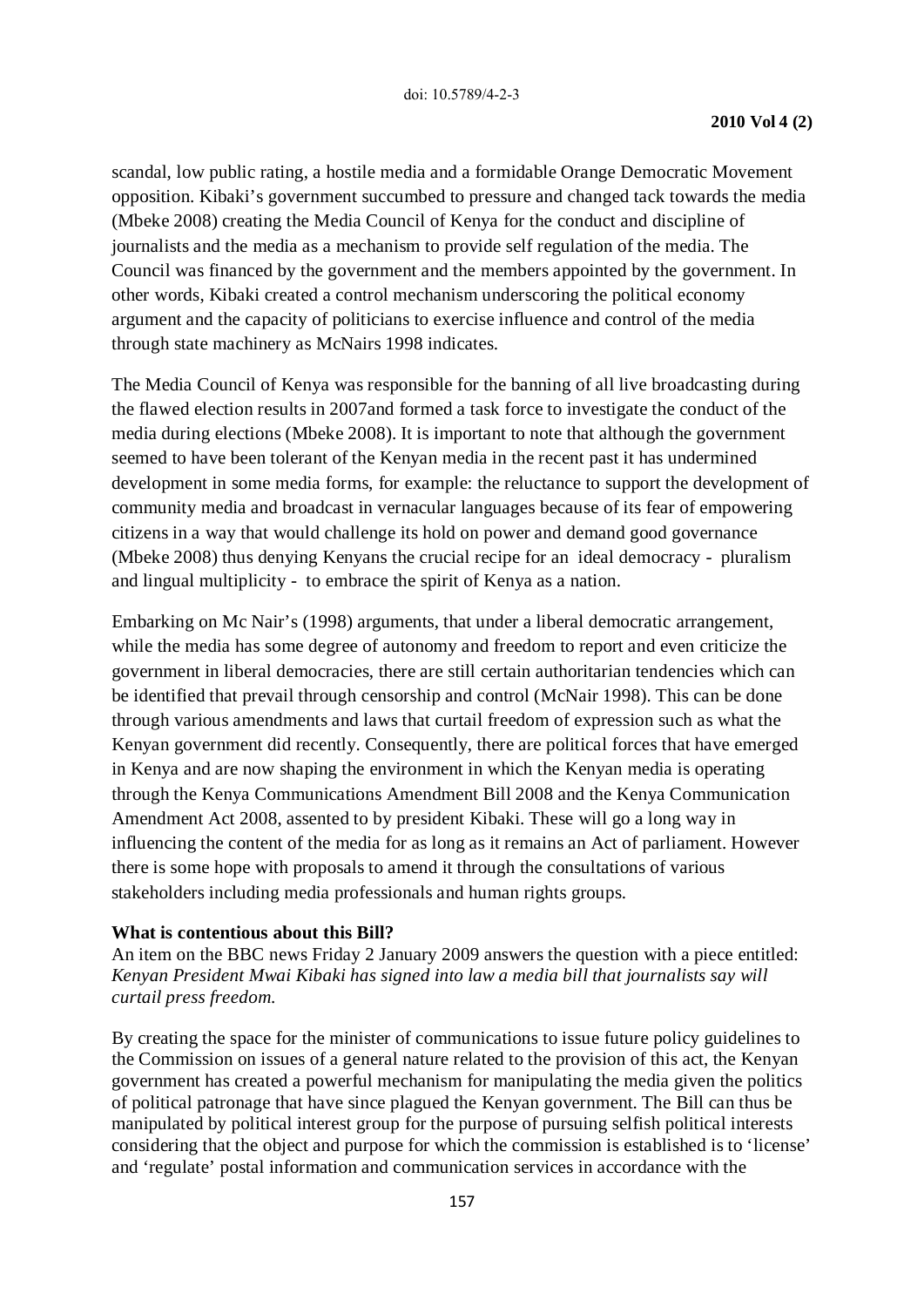scandal, low public rating, a hostile media and a formidable Orange Democratic Movement opposition. Kibaki's government succumbed to pressure and changed tack towards the media (Mbeke 2008) creating the Media Council of Kenya for the conduct and discipline of journalists and the media as a mechanism to provide self regulation of the media. The Council was financed by the government and the members appointed by the government. In other words, Kibaki created a control mechanism underscoring the political economy argument and the capacity of politicians to exercise influence and control of the media through state machinery as McNairs 1998 indicates.

The Media Council of Kenya was responsible for the banning of all live broadcasting during the flawed election results in 2007and formed a task force to investigate the conduct of the media during elections (Mbeke 2008). It is important to note that although the government seemed to have been tolerant of the Kenyan media in the recent past it has undermined development in some media forms, for example: the reluctance to support the development of community media and broadcast in vernacular languages because of its fear of empowering citizens in a way that would challenge its hold on power and demand good governance (Mbeke 2008) thus denying Kenyans the crucial recipe for an ideal democracy - pluralism and lingual multiplicity - to embrace the spirit of Kenya as a nation.

Embarking on Mc Nair's (1998) arguments, that under a liberal democratic arrangement, while the media has some degree of autonomy and freedom to report and even criticize the government in liberal democracies, there are still certain authoritarian tendencies which can be identified that prevail through censorship and control (McNair 1998). This can be done through various amendments and laws that curtail freedom of expression such as what the Kenyan government did recently. Consequently, there are political forces that have emerged in Kenya and are now shaping the environment in which the Kenyan media is operating through the Kenya Communications Amendment Bill 2008 and the Kenya Communication Amendment Act 2008, assented to by president Kibaki. These will go a long way in influencing the content of the media for as long as it remains an Act of parliament. However there is some hope with proposals to amend it through the consultations of various stakeholders including media professionals and human rights groups.

**What is contentious about this Bill?**

An item on the BBC news Friday 2 January 2009 answers the question with a piece entitled: *Kenyan President Mwai Kibaki has signed into law a media bill that journalists say will curtail press freedom.*

By creating the space for the minister of communications to issue future policy guidelines to the Commission on issues of a general nature related to the provision of this act, the Kenyan government has created a powerful mechanism for manipulating the media given the politics of political patronage that have since plagued the Kenyan government. The Bill can thus be manipulated by political interest group for the purpose of pursuing selfish political interests considering that the object and purpose for which the commission is established is to 'license' and 'regulate' postal information and communication services in accordance with the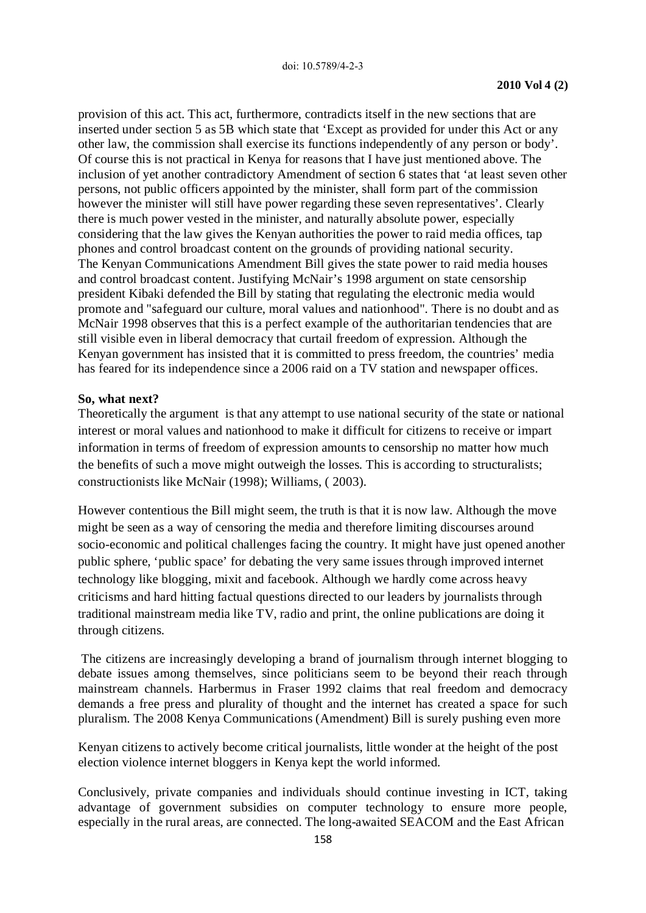provision of this act. This act, furthermore, contradicts itself in the new sections that are inserted under section 5 as 5B which state that 'Except as provided for under this Act or any other law, the commission shall exercise its functions independently of any person or body'. Of course this is not practical in Kenya for reasons that I have just mentioned above. The inclusion of yet another contradictory Amendment of section 6 states that 'at least seven other persons, not public officers appointed by the minister, shall form part of the commission however the minister will still have power regarding these seven representatives'. Clearly there is much power vested in the minister, and naturally absolute power, especially considering that the law gives the Kenyan authorities the power to raid media offices, tap phones and control broadcast content on the grounds of providing national security. The Kenyan Communications Amendment Bill gives the state power to raid media houses and control broadcast content. Justifying McNair's 1998 argument on state censorship president Kibaki defended the Bill by stating that regulating the electronic media would promote and "safeguard our culture, moral values and nationhood". There is no doubt and as McNair 1998 observes that this is a perfect example of the authoritarian tendencies that are still visible even in liberal democracy that curtail freedom of expression. Although the Kenyan government has insisted that it is committed to press freedom, the countries' media has feared for its independence since a 2006 raid on a TV station and newspaper offices.

**So, what next?**

Theoretically the argument is that any attempt to use national security of the state or national interest or moral values and nationhood to make it difficult for citizens to receive or impart information in terms of freedom of expression amounts to censorship no matter how much the benefits of such a move might outweigh the losses. This is according to structuralists; constructionists like McNair (1998); Williams, ( 2003).

However contentious the Bill might seem, the truth is that it is now law. Although the move might be seen as a way of censoring the media and therefore limiting discourses around socio-economic and political challenges facing the country. It might have just opened another public sphere, 'public space' for debating the very same issues through improved internet technology like blogging, mixit and facebook. Although we hardly come across heavy criticisms and hard hitting factual questions directed to our leaders by journalists through traditional mainstream media like TV, radio and print, the online publications are doing it through citizens.

The citizens are increasingly developing a brand of journalism through internet blogging to debate issues among themselves, since politicians seem to be beyond their reach through mainstream channels. Harbermus in Fraser 1992 claims that real freedom and democracy demands a free press and plurality of thought and the internet has created a space for such pluralism. The 2008 Kenya Communications (Amendment) Bill is surely pushing even more Kenyan citizens to actively become critical journalists, little wonder at the height of the post election violence internet bloggers in Kenya kept the world informed.

Conclusively, private companies and individuals should continue investing in ICT, taking advantage of government subsidies on computer technology to ensure more people, especially in the rural areas, are connected. The long-awaited SEACOM and the East African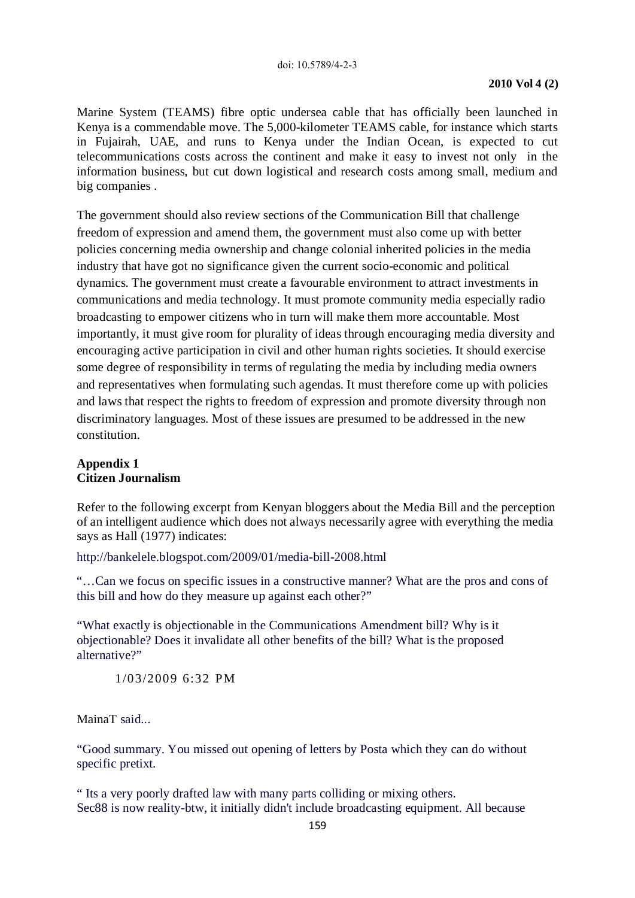Marine System (TEAMS) fibre optic undersea cable that has officially been launched in Kenya is a commendable move. The 5,000-kilometer TEAMS cable, for instance which starts in Fujairah, UAE, and runs to Kenya under the Indian Ocean, is expected to cut telecommunications costs across the continent and make it easy to invest not only in the information business, but cut down logistical and research costs among small, medium and big companies .

The government should also review sections of the Communication Bill that challenge freedom of expression and amend them, the government must also come up with better policies concerning media ownership and change colonial inherited policies in the media industry that have got no significance given the current socio-economic and political dynamics. The government must create a favourable environment to attract investments in communications and media technology. It must promote community media especially radio broadcasting to empower citizens who in turn will make them more accountable. Most importantly, it must give room for plurality of ideas through encouraging media diversity and encouraging active participation in civil and other human rights societies. It should exercise some degree of responsibility in terms of regulating the media by including media owners and representatives when formulating such agendas. It must therefore come up with policies and laws that respect the rights to freedom of expression and promote diversity through non discriminatory languages. Most of these issues are presumed to be addressed in the new constitution.

## Appendix 1
## Citizen Journalism

Refer to the following excerpt from Kenyan bloggers about the Media Bill and the perception of an intelligent audience which does not always necessarily agree with everything the media says as Hall (1977) indicates:

http://bankelele.blogspot.com/2009/01/media-bill-2008.html

"…Can we focus on specific issues in a constructive manner? What are the pros and cons of this bill and how do they measure up against each other?"

"What exactly is objectionable in the Communications Amendment bill? Why is it objectionable? Does it invalidate all other benefits of the bill? What is the proposed alternative?"

1/03/2009 6:32 PM

MainaT said...

"Good summary. You missed out opening of letters by Posta which they can do without specific pretixt.

" Its a very poorly drafted law with many parts colliding or mixing others.
Sec88 is now reality-btw, it initially didn't include broadcasting equipment. All because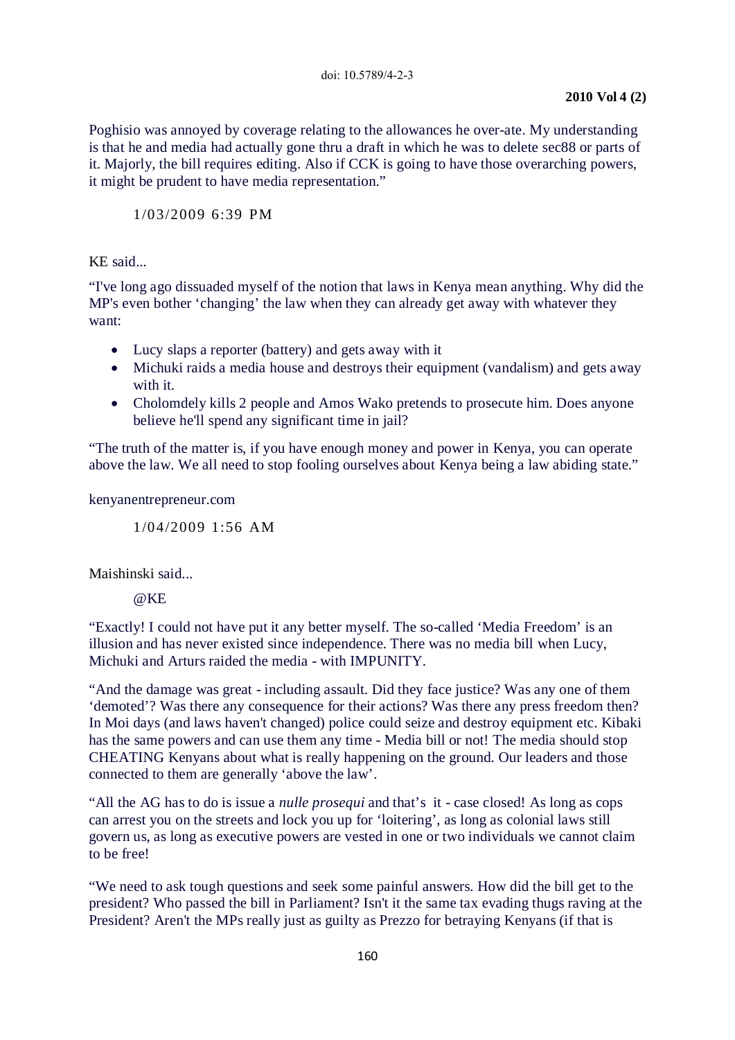Poghisio was annoyed by coverage relating to the allowances he over-ate. My understanding is that he and media had actually gone thru a draft in which he was to delete sec88 or parts of it. Majorly, the bill requires editing. Also if CCK is going to have those overarching powers, it might be prudent to have media representation."

1/03/2009 6:39 PM

KE said...

"I've long ago dissuaded myself of the notion that laws in Kenya mean anything. Why did the MP's even bother 'changing' the law when they can already get away with whatever they want:

- Lucy slaps a reporter (battery) and gets away with it
- Michuki raids a media house and destroys their equipment (vandalism) and gets away with it.
- Cholomdely kills 2 people and Amos Wako pretends to prosecute him. Does anyone believe he'll spend any significant time in jail?

"The truth of the matter is, if you have enough money and power in Kenya, you can operate above the law. We all need to stop fooling ourselves about Kenya being a law abiding state."

kenyanentrepreneur.com

1/04/2009 1:56 AM

Maishinski said...

@KE

"Exactly! I could not have put it any better myself. The so-called 'Media Freedom' is an illusion and has never existed since independence. There was no media bill when Lucy, Michuki and Arturs raided the media - with IMPUNITY.

"And the damage was great - including assault. Did they face justice? Was any one of them 'demoted'? Was there any consequence for their actions? Was there any press freedom then? In Moi days (and laws haven't changed) police could seize and destroy equipment etc. Kibaki has the same powers and can use them any time - Media bill or not! The media should stop CHEATING Kenyans about what is really happening on the ground. Our leaders and those connected to them are generally 'above the law'.

"All the AG has to do is issue a *nulle prosequi* and that's it - case closed! As long as cops can arrest you on the streets and lock you up for 'loitering', as long as colonial laws still govern us, as long as executive powers are vested in one or two individuals we cannot claim to be free!

"We need to ask tough questions and seek some painful answers. How did the bill get to the president? Who passed the bill in Parliament? Isn't it the same tax evading thugs raving at the President? Aren't the MPs really just as guilty as Prezzo for betraying Kenyans (if that is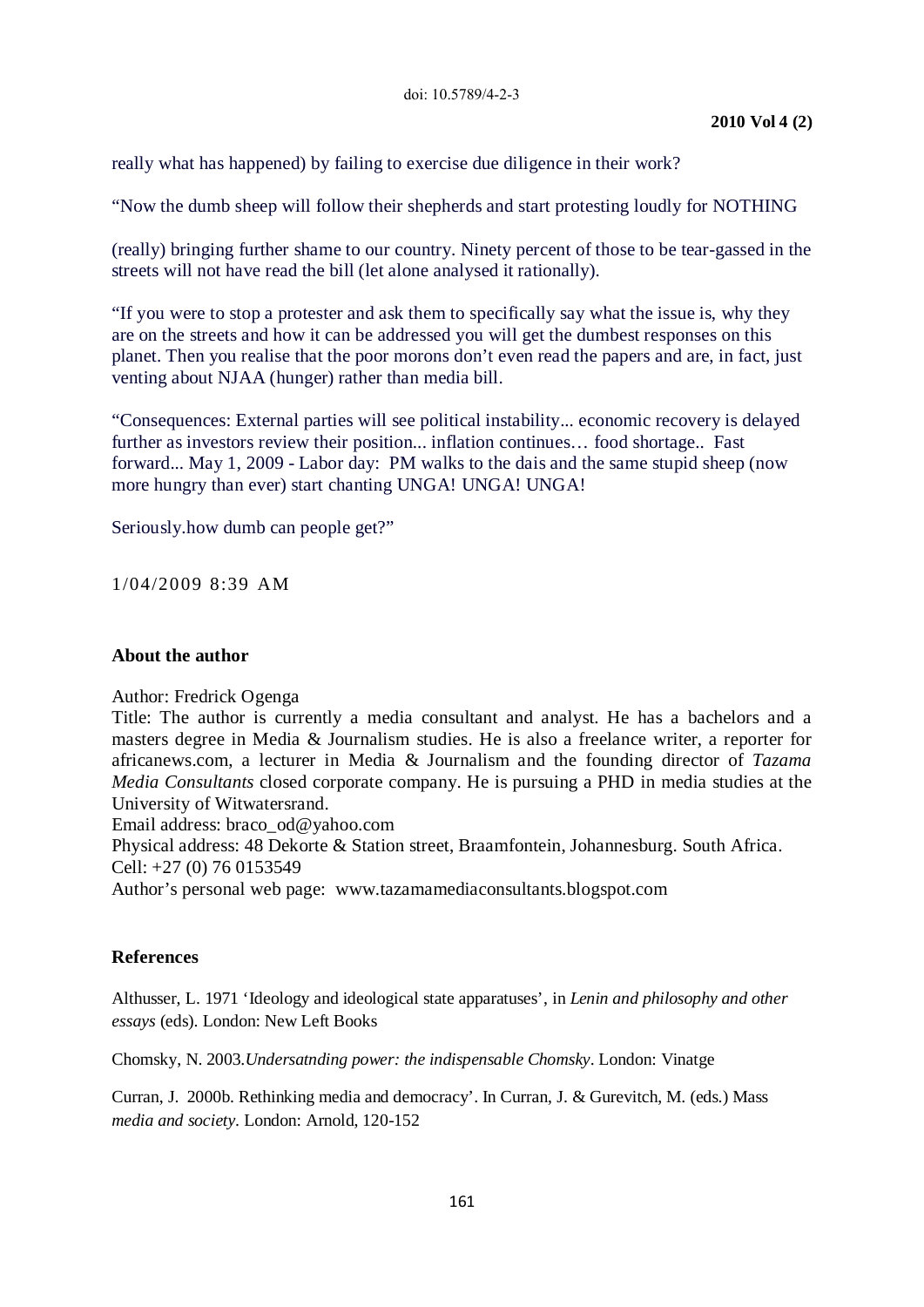really what has happened) by failing to exercise due diligence in their work?

"Now the dumb sheep will follow their shepherds and start protesting loudly for NOTHING

(really) bringing further shame to our country. Ninety percent of those to be tear-gassed in the streets will not have read the bill (let alone analysed it rationally).

"If you were to stop a protester and ask them to specifically say what the issue is, why they are on the streets and how it can be addressed you will get the dumbest responses on this planet. Then you realise that the poor morons don't even read the papers and are, in fact, just venting about NJAA (hunger) rather than media bill.

"Consequences: External parties will see political instability... economic recovery is delayed further as investors review their position... inflation continues… food shortage.. Fast forward... May 1, 2009 - Labor day: PM walks to the dais and the same stupid sheep (now more hungry than ever) start chanting UNGA! UNGA! UNGA!

Seriously.how dumb can people get?"

1/04/2009 8:39 AM

**About the author**

Author: Fredrick Ogenga
Title: The author is currently a media consultant and analyst. He has a bachelors and a masters degree in Media & Journalism studies. He is also a freelance writer, a reporter for africanews.com, a lecturer in Media & Journalism and the founding director of *Tazama Media Consultants* closed corporate company. He is pursuing a PHD in media studies at the University of Witwatersrand.
Email address: braco_od@yahoo.com
Physical address: 48 Dekorte & Station street, Braamfontein, Johannesburg. South Africa.
Cell: +27 (0) 76 0153549
Author's personal web page: www.tazamamediaconsultants.blogspot.com

**References**

Althusser, L. 1971 'Ideology and ideological state apparatuses', in *Lenin and philosophy and other essays* (eds). London: New Left Books

Chomsky, N. 2003.*Undersatnding power: the indispensable Chomsky*. London: Vinatge

Curran, J. 2000b. Rethinking media and democracy'. In Curran, J. & Gurevitch, M. (eds.) Mass *media and society*. London: Arnold, 120-152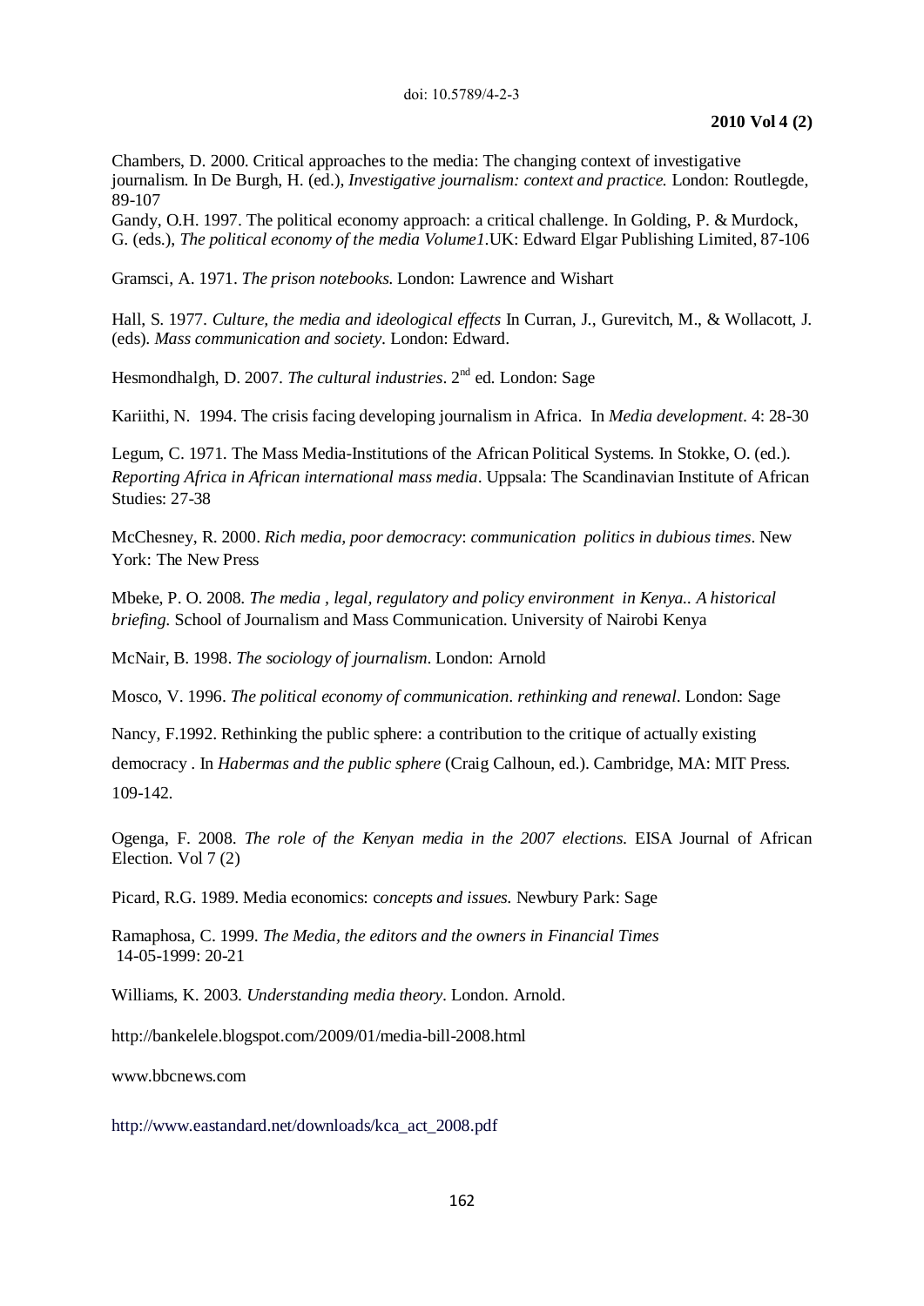Chambers, D. 2000. Critical approaches to the media: The changing context of investigative journalism. In De Burgh, H. (ed.), *Investigative journalism: context and practice.* London: Routlegde, 89-107

Gandy, O.H. 1997. The political economy approach: a critical challenge. In Golding, P. & Murdock, G. (eds.), *The political economy of the media Volume1*.UK: Edward Elgar Publishing Limited, 87-106

Gramsci, A. 1971. *The prison notebooks*. London: Lawrence and Wishart

Hall, S. 1977. *Culture, the media and ideological effects* In Curran, J., Gurevitch, M., & Wollacott, J. (eds). *Mass communication and society*. London: Edward.

Hesmondhalgh, D. 2007. *The cultural industries*. 2nd ed. London: Sage

Kariithi, N. 1994. The crisis facing developing journalism in Africa. In *Media development*. 4: 28-30

Legum, C. 1971. The Mass Media-Institutions of the African Political Systems. In Stokke, O. (ed.). *Reporting Africa in African international mass media*. Uppsala: The Scandinavian Institute of African Studies: 27-38

McChesney, R. 2000. *Rich media, poor democracy*: *communication politics in dubious times*. New York: The New Press

Mbeke, P. O. 2008. *The media , legal, regulatory and policy environment in Kenya.. A historical briefing.* School of Journalism and Mass Communication. University of Nairobi Kenya

McNair, B. 1998. *The sociology of journalism*. London: Arnold

Mosco, V. 1996. *The political economy of communication*. *rethinking and renewal*. London: Sage

Nancy, F.1992. Rethinking the public sphere: a contribution to the critique of actually existing democracy . In *Habermas and the public sphere* (Craig Calhoun, ed.). Cambridge, MA: MIT Press. 109-142.

Ogenga, F. 2008. *The role of the Kenyan media in the 2007 elections*. EISA Journal of African Election. Vol 7 (2)

Picard, R.G. 1989. Media economics: c*oncepts and issues.* Newbury Park: Sage

Ramaphosa, C. 1999. *The Media, the editors and the owners in Financial Times* 14-05-1999: 20-21

Williams, K. 2003. *Understanding media theory*. London. Arnold.

http://bankelele.blogspot.com/2009/01/media-bill-2008.html

www.bbcnews.com

http://www.eastandard.net/downloads/kca_act_2008.pdf